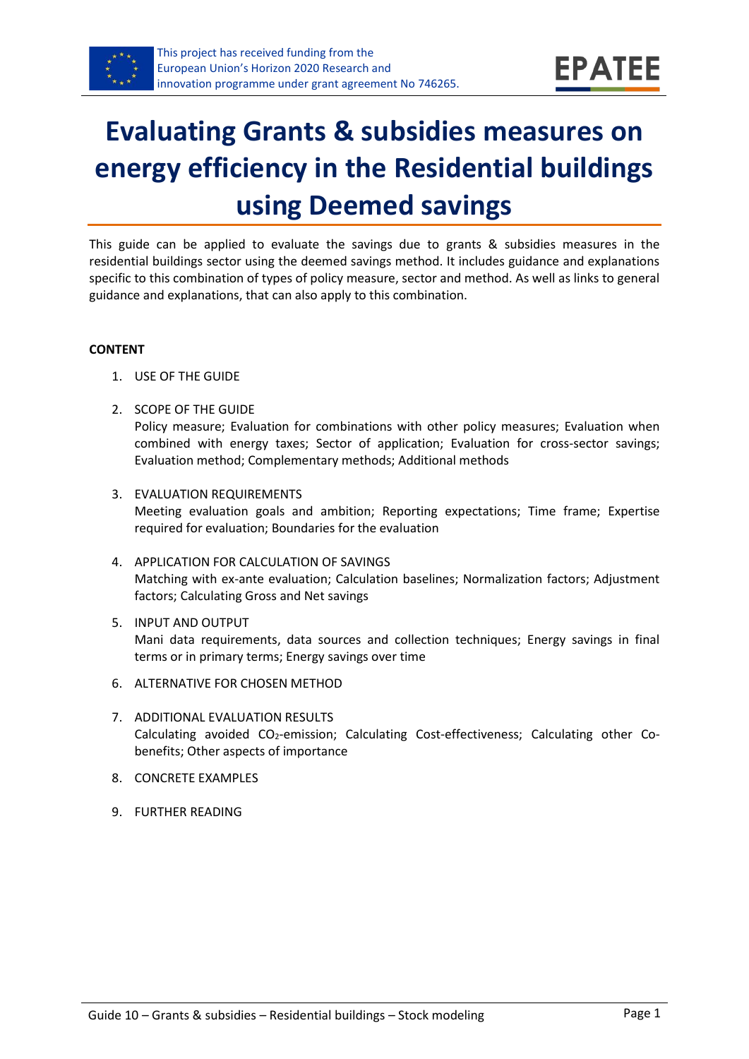# Evaluating Grants & subsidies measures on energy efficiency in the Residential buildings using Deemed savings

This guide can be applied to evaluate the savings due to grants & subsidies measures in the residential buildings sector using the deemed savings method. It includes guidance and explanations specific to this combination of types of policy measure, sector and method. As well as links to general guidance and explanations, that can also apply to this combination.

**CONTENT**

1. USE OF THE GUIDE
2. SCOPE OF THE GUIDE
   Policy measure; Evaluation for combinations with other policy measures; Evaluation when combined with energy taxes; Sector of application; Evaluation for cross-sector savings; Evaluation method; Complementary methods; Additional methods
3. EVALUATION REQUIREMENTS
   Meeting evaluation goals and ambition; Reporting expectations; Time frame; Expertise required for evaluation; Boundaries for the evaluation
4. APPLICATION FOR CALCULATION OF SAVINGS
   Matching with ex-ante evaluation; Calculation baselines; Normalization factors; Adjustment factors; Calculating Gross and Net savings
5. INPUT AND OUTPUT
   Mani data requirements, data sources and collection techniques; Energy savings in final terms or in primary terms; Energy savings over time
6. ALTERNATIVE FOR CHOSEN METHOD
7. ADDITIONAL EVALUATION RESULTS
   Calculating avoided $CO_2$-emission; Calculating Cost-effectiveness; Calculating other Co-benefits; Other aspects of importance
8. CONCRETE EXAMPLES
9. FURTHER READING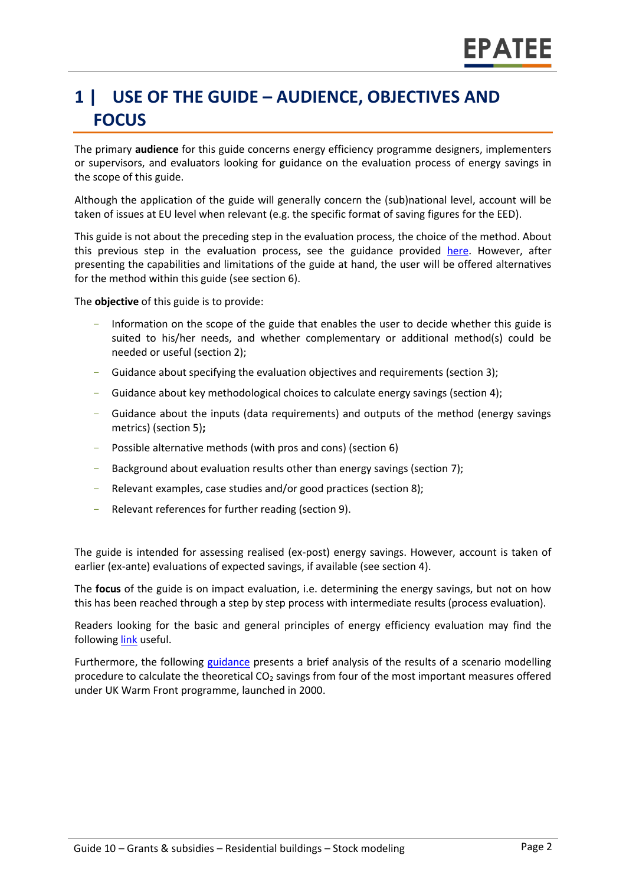# 1 | USE OF THE GUIDE – AUDIENCE, OBJECTIVES AND FOCUS

The primary **audience** for this guide concerns energy efficiency programme designers, implementers or supervisors, and evaluators looking for guidance on the evaluation process of energy savings in the scope of this guide.

Although the application of the guide will generally concern the (sub)national level, account will be taken of issues at EU level when relevant (e.g. the specific format of saving figures for the EED).

This guide is not about the preceding step in the evaluation process, the choice of the method. About this previous step in the evaluation process, see the guidance provided here. However, after presenting the capabilities and limitations of the guide at hand, the user will be offered alternatives for the method within this guide (see section 6).

The **objective** of this guide is to provide:

- Information on the scope of the guide that enables the user to decide whether this guide is suited to his/her needs, and whether complementary or additional method(s) could be needed or useful (section 2);
- Guidance about specifying the evaluation objectives and requirements (section 3);
- Guidance about key methodological choices to calculate energy savings (section 4);
- Guidance about the inputs (data requirements) and outputs of the method (energy savings metrics) (section 5)**;**
- Possible alternative methods (with pros and cons) (section 6)
- Background about evaluation results other than energy savings (section 7);
- Relevant examples, case studies and/or good practices (section 8);
- Relevant references for further reading (section 9).

The guide is intended for assessing realised (ex-post) energy savings. However, account is taken of earlier (ex-ante) evaluations of expected savings, if available (see section 4).

The **focus** of the guide is on impact evaluation, i.e. determining the energy savings, but not on how this has been reached through a step by step process with intermediate results (process evaluation).

Readers looking for the basic and general principles of energy efficiency evaluation may find the following link useful.

Furthermore, the following guidance presents a brief analysis of the results of a scenario modelling procedure to calculate the theoretical $CO_2$ savings from four of the most important measures offered under UK Warm Front programme, launched in 2000.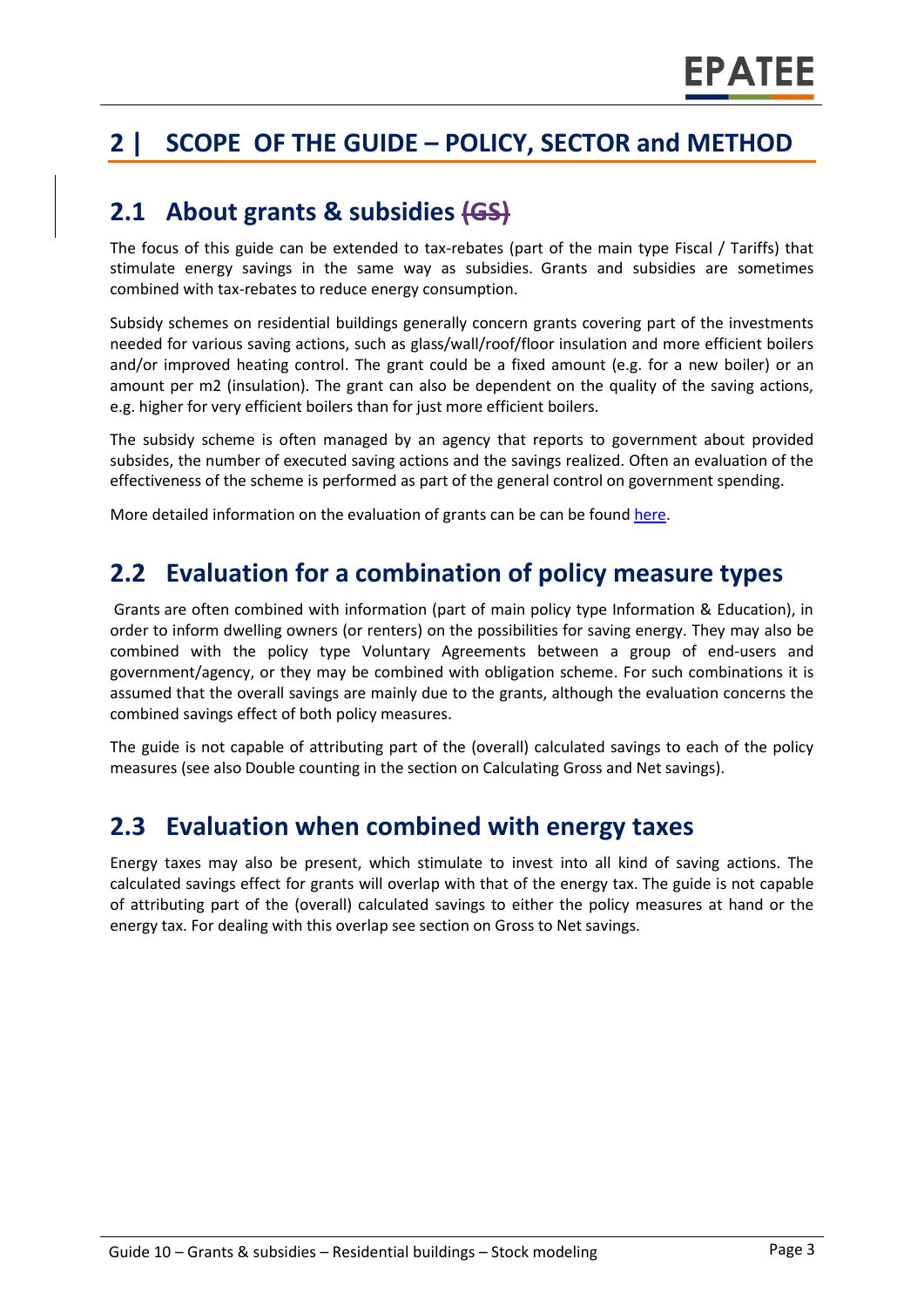# 2 | SCOPE OF THE GUIDE – POLICY, SECTOR and METHOD

## 2.1 About grants & subsidies ~~(GS)~~

The focus of this guide can be extended to tax-rebates (part of the main type Fiscal / Tariffs) that stimulate energy savings in the same way as subsidies. Grants and subsidies are sometimes combined with tax-rebates to reduce energy consumption.

Subsidy schemes on residential buildings generally concern grants covering part of the investments needed for various saving actions, such as glass/wall/roof/floor insulation and more efficient boilers and/or improved heating control. The grant could be a fixed amount (e.g. for a new boiler) or an amount per m2 (insulation). The grant can also be dependent on the quality of the saving actions, e.g. higher for very efficient boilers than for just more efficient boilers.

The subsidy scheme is often managed by an agency that reports to government about provided subsides, the number of executed saving actions and the savings realized. Often an evaluation of the effectiveness of the scheme is performed as part of the general control on government spending.

More detailed information on the evaluation of grants can be can be found [here](here).

## 2.2 Evaluation for a combination of policy measure types

Grants are often combined with information (part of main policy type Information & Education), in order to inform dwelling owners (or renters) on the possibilities for saving energy. They may also be combined with the policy type Voluntary Agreements between a group of end-users and government/agency, or they may be combined with obligation scheme. For such combinations it is assumed that the overall savings are mainly due to the grants, although the evaluation concerns the combined savings effect of both policy measures.

The guide is not capable of attributing part of the (overall) calculated savings to each of the policy measures (see also Double counting in the section on Calculating Gross and Net savings).

## 2.3 Evaluation when combined with energy taxes

Energy taxes may also be present, which stimulate to invest into all kind of saving actions. The calculated savings effect for grants will overlap with that of the energy tax. The guide is not capable of attributing part of the (overall) calculated savings to either the policy measures at hand or the energy tax. For dealing with this overlap see section on Gross to Net savings.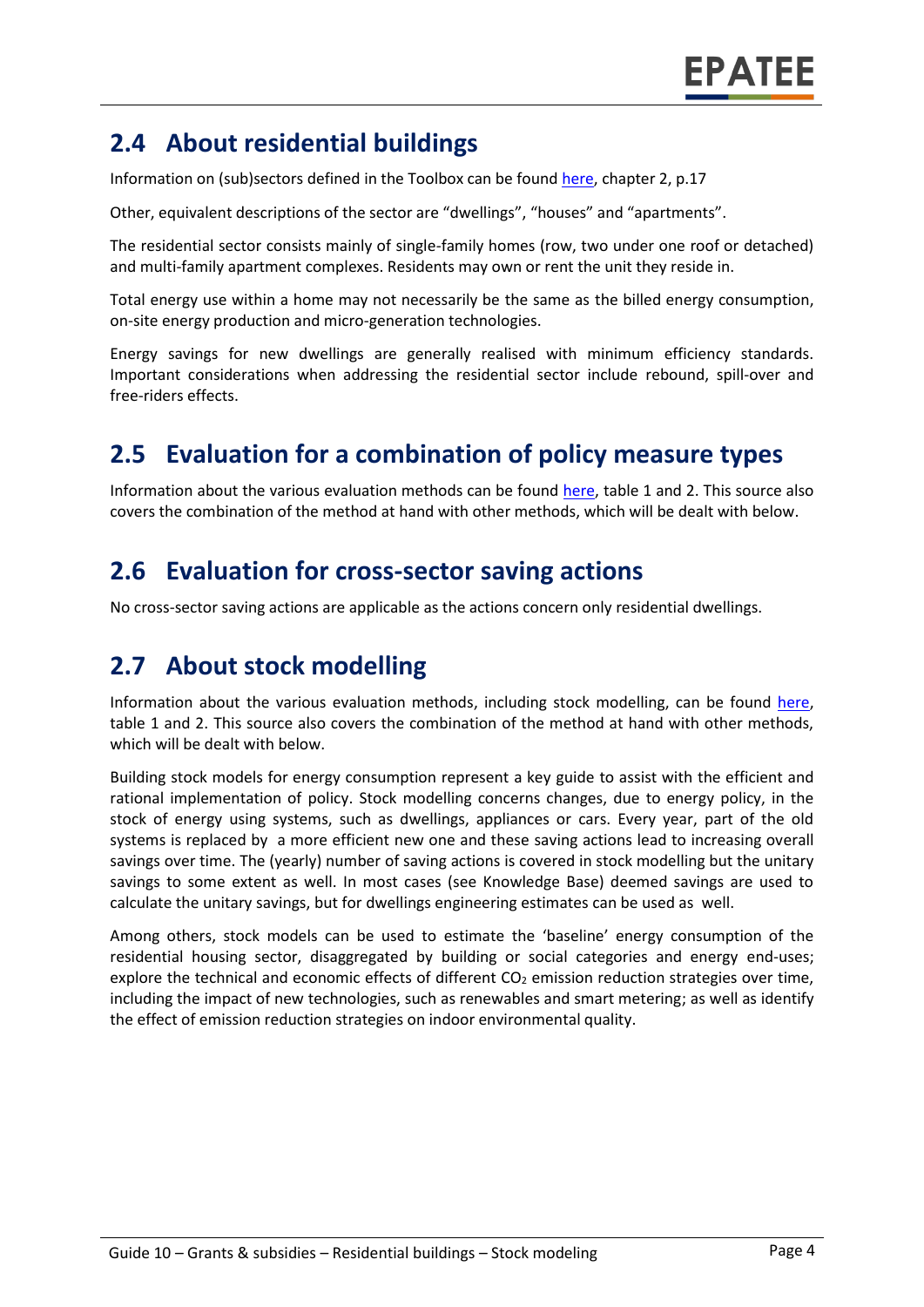## 2.4 About residential buildings

Information on (sub)sectors defined in the Toolbox can be found here, chapter 2, p.17

Other, equivalent descriptions of the sector are "dwellings", "houses" and "apartments".

The residential sector consists mainly of single-family homes (row, two under one roof or detached) and multi-family apartment complexes. Residents may own or rent the unit they reside in.

Total energy use within a home may not necessarily be the same as the billed energy consumption, on-site energy production and micro-generation technologies.

Energy savings for new dwellings are generally realised with minimum efficiency standards. Important considerations when addressing the residential sector include rebound, spill-over and free-riders effects.

## 2.5 Evaluation for a combination of policy measure types

Information about the various evaluation methods can be found here, table 1 and 2. This source also covers the combination of the method at hand with other methods, which will be dealt with below.

## 2.6 Evaluation for cross-sector saving actions

No cross-sector saving actions are applicable as the actions concern only residential dwellings.

## 2.7 About stock modelling

Information about the various evaluation methods, including stock modelling, can be found here, table 1 and 2. This source also covers the combination of the method at hand with other methods, which will be dealt with below.

Building stock models for energy consumption represent a key guide to assist with the efficient and rational implementation of policy. Stock modelling concerns changes, due to energy policy, in the stock of energy using systems, such as dwellings, appliances or cars. Every year, part of the old systems is replaced by a more efficient new one and these saving actions lead to increasing overall savings over time. The (yearly) number of saving actions is covered in stock modelling but the unitary savings to some extent as well. In most cases (see Knowledge Base) deemed savings are used to calculate the unitary savings, but for dwellings engineering estimates can be used as well.

Among others, stock models can be used to estimate the 'baseline' energy consumption of the residential housing sector, disaggregated by building or social categories and energy end-uses; explore the technical and economic effects of different $CO_2$ emission reduction strategies over time, including the impact of new technologies, such as renewables and smart metering; as well as identify the effect of emission reduction strategies on indoor environmental quality.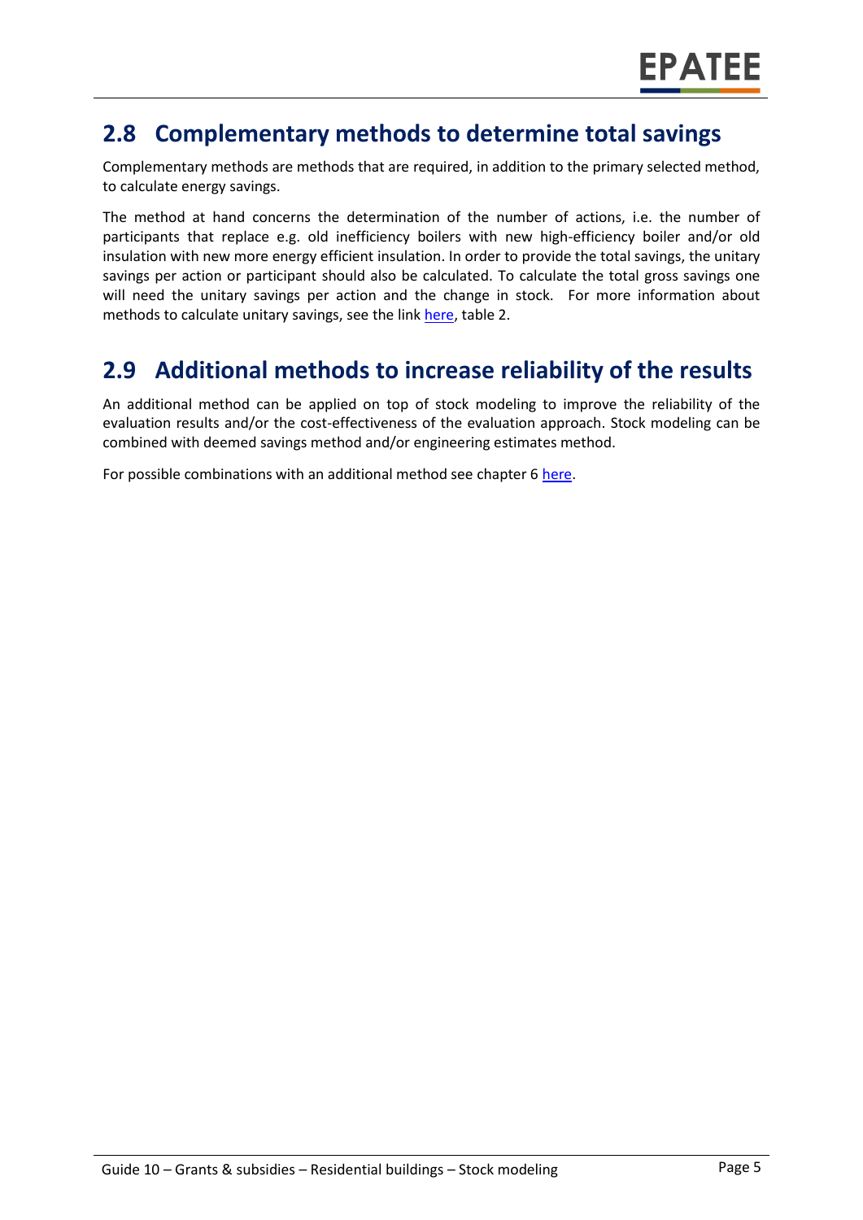## 2.8 Complementary methods to determine total savings

Complementary methods are methods that are required, in addition to the primary selected method, to calculate energy savings.

The method at hand concerns the determination of the number of actions, i.e. the number of participants that replace e.g. old inefficiency boilers with new high-efficiency boiler and/or old insulation with new more energy efficient insulation. In order to provide the total savings, the unitary savings per action or participant should also be calculated. To calculate the total gross savings one will need the unitary savings per action and the change in stock. For more information about methods to calculate unitary savings, see the link here, table 2.

## 2.9 Additional methods to increase reliability of the results

An additional method can be applied on top of stock modeling to improve the reliability of the evaluation results and/or the cost-effectiveness of the evaluation approach. Stock modeling can be combined with deemed savings method and/or engineering estimates method.

For possible combinations with an additional method see chapter 6 here.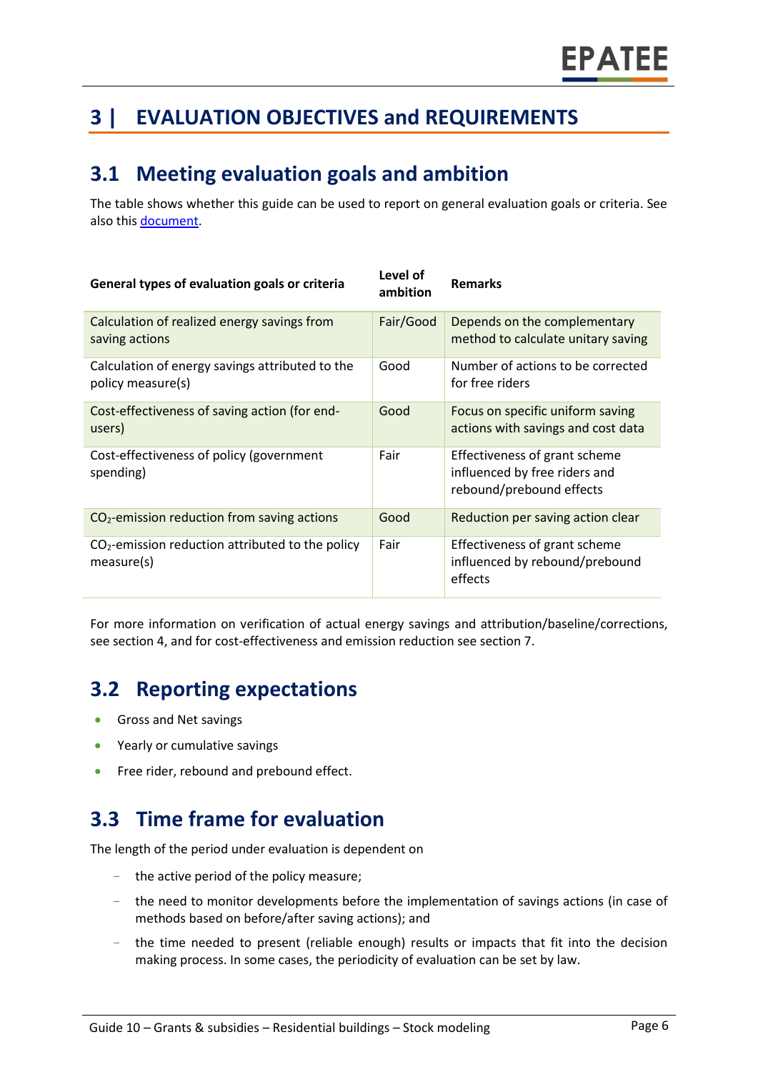# 3 | EVALUATION OBJECTIVES and REQUIREMENTS

## 3.1 Meeting evaluation goals and ambition

The table shows whether this guide can be used to report on general evaluation goals or criteria. See also this [document](document).

| General types of evaluation goals or criteria | Level of ambition | Remarks |
|---|---|---|
| Calculation of realized energy savings from saving actions | Fair/Good | Depends on the complementary method to calculate unitary saving |
| Calculation of energy savings attributed to the policy measure(s) | Good | Number of actions to be corrected for free riders |
| Cost-effectiveness of saving action (for end-users) | Good | Focus on specific uniform saving actions with savings and cost data |
| Cost-effectiveness of policy (government spending) | Fair | Effectiveness of grant scheme influenced by free riders and rebound/prebound effects |
| $CO_2$-emission reduction from saving actions | Good | Reduction per saving action clear |
| $CO_2$-emission reduction attributed to the policy measure(s) | Fair | Effectiveness of grant scheme influenced by rebound/prebound effects |

For more information on verification of actual energy savings and attribution/baseline/corrections, see section 4, and for cost-effectiveness and emission reduction see section 7.

## 3.2 Reporting expectations

- Gross and Net savings
- Yearly or cumulative savings
- Free rider, rebound and prebound effect.

## 3.3 Time frame for evaluation

The length of the period under evaluation is dependent on

- the active period of the policy measure;
- the need to monitor developments before the implementation of savings actions (in case of methods based on before/after saving actions); and
- the time needed to present (reliable enough) results or impacts that fit into the decision making process. In some cases, the periodicity of evaluation can be set by law.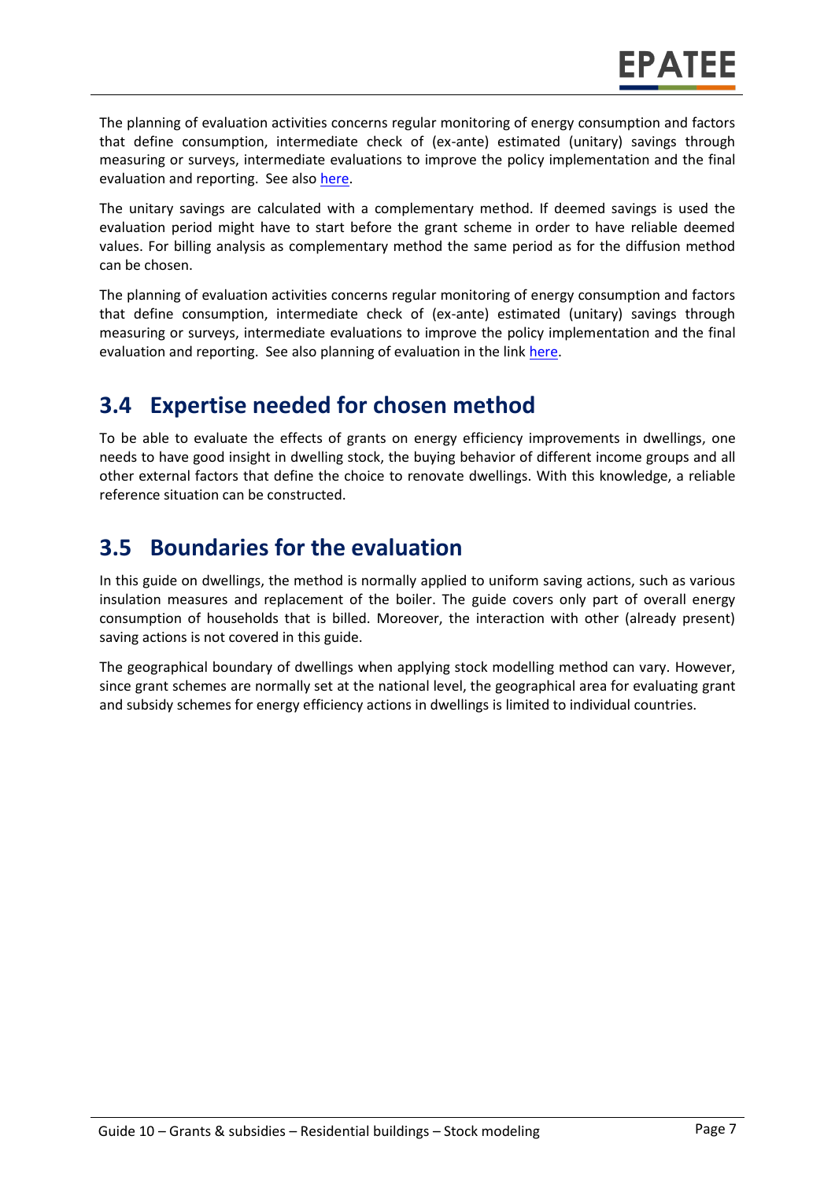The planning of evaluation activities concerns regular monitoring of energy consumption and factors that define consumption, intermediate check of (ex-ante) estimated (unitary) savings through measuring or surveys, intermediate evaluations to improve the policy implementation and the final evaluation and reporting. See also here.

The unitary savings are calculated with a complementary method. If deemed savings is used the evaluation period might have to start before the grant scheme in order to have reliable deemed values. For billing analysis as complementary method the same period as for the diffusion method can be chosen.

The planning of evaluation activities concerns regular monitoring of energy consumption and factors that define consumption, intermediate check of (ex-ante) estimated (unitary) savings through measuring or surveys, intermediate evaluations to improve the policy implementation and the final evaluation and reporting. See also planning of evaluation in the link here.

## 3.4 Expertise needed for chosen method

To be able to evaluate the effects of grants on energy efficiency improvements in dwellings, one needs to have good insight in dwelling stock, the buying behavior of different income groups and all other external factors that define the choice to renovate dwellings. With this knowledge, a reliable reference situation can be constructed.

## 3.5 Boundaries for the evaluation

In this guide on dwellings, the method is normally applied to uniform saving actions, such as various insulation measures and replacement of the boiler. The guide covers only part of overall energy consumption of households that is billed. Moreover, the interaction with other (already present) saving actions is not covered in this guide.

The geographical boundary of dwellings when applying stock modelling method can vary. However, since grant schemes are normally set at the national level, the geographical area for evaluating grant and subsidy schemes for energy efficiency actions in dwellings is limited to individual countries.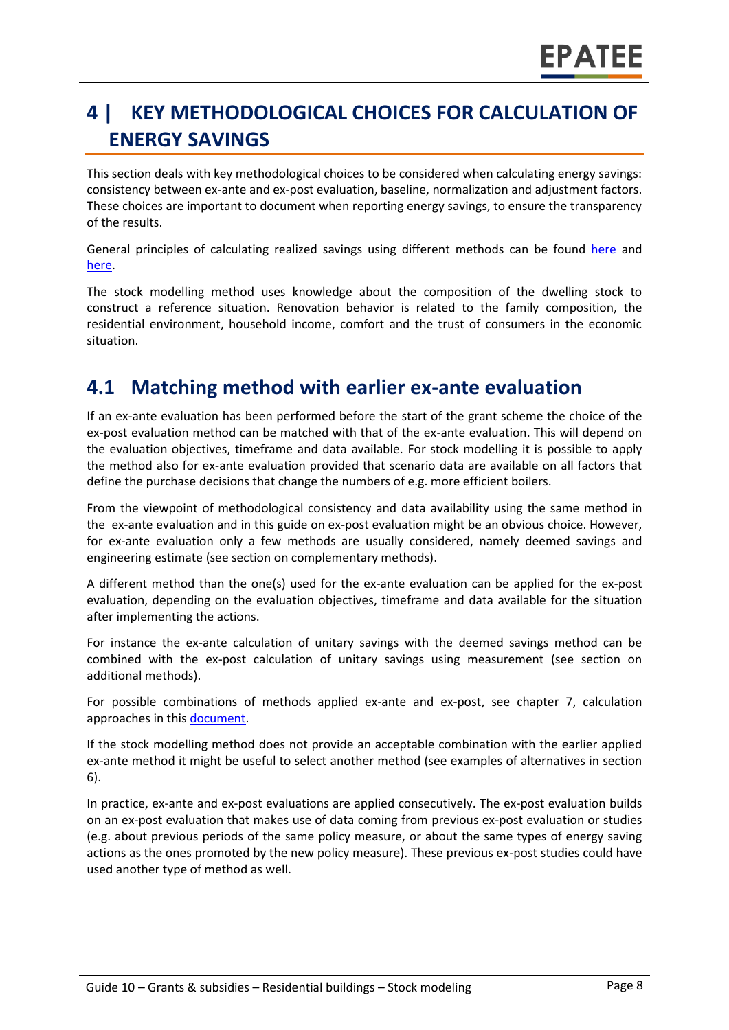# 4 | KEY METHODOLOGICAL CHOICES FOR CALCULATION OF ENERGY SAVINGS

This section deals with key methodological choices to be considered when calculating energy savings: consistency between ex-ante and ex-post evaluation, baseline, normalization and adjustment factors. These choices are important to document when reporting energy savings, to ensure the transparency of the results.

General principles of calculating realized savings using different methods can be found here and here.

The stock modelling method uses knowledge about the composition of the dwelling stock to construct a reference situation. Renovation behavior is related to the family composition, the residential environment, household income, comfort and the trust of consumers in the economic situation.

## 4.1 Matching method with earlier ex-ante evaluation

If an ex-ante evaluation has been performed before the start of the grant scheme the choice of the ex-post evaluation method can be matched with that of the ex-ante evaluation. This will depend on the evaluation objectives, timeframe and data available. For stock modelling it is possible to apply the method also for ex-ante evaluation provided that scenario data are available on all factors that define the purchase decisions that change the numbers of e.g. more efficient boilers.

From the viewpoint of methodological consistency and data availability using the same method in the ex-ante evaluation and in this guide on ex-post evaluation might be an obvious choice. However, for ex-ante evaluation only a few methods are usually considered, namely deemed savings and engineering estimate (see section on complementary methods).

A different method than the one(s) used for the ex-ante evaluation can be applied for the ex-post evaluation, depending on the evaluation objectives, timeframe and data available for the situation after implementing the actions.

For instance the ex-ante calculation of unitary savings with the deemed savings method can be combined with the ex-post calculation of unitary savings using measurement (see section on additional methods).

For possible combinations of methods applied ex-ante and ex-post, see chapter 7, calculation approaches in this document.

If the stock modelling method does not provide an acceptable combination with the earlier applied ex-ante method it might be useful to select another method (see examples of alternatives in section 6).

In practice, ex-ante and ex-post evaluations are applied consecutively. The ex-post evaluation builds on an ex-post evaluation that makes use of data coming from previous ex-post evaluation or studies (e.g. about previous periods of the same policy measure, or about the same types of energy saving actions as the ones promoted by the new policy measure). These previous ex-post studies could have used another type of method as well.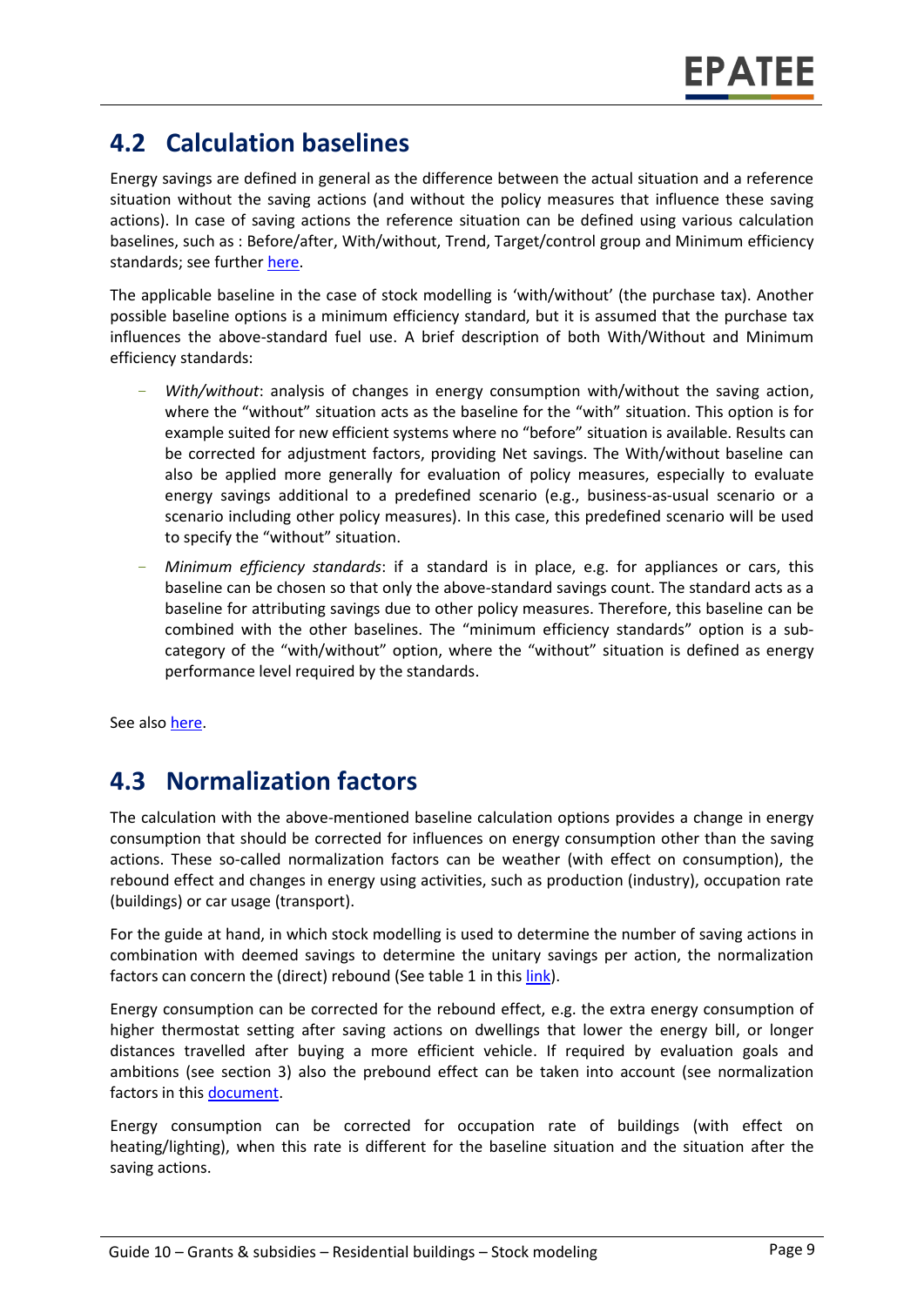## 4.2 Calculation baselines

Energy savings are defined in general as the difference between the actual situation and a reference situation without the saving actions (and without the policy measures that influence these saving actions). In case of saving actions the reference situation can be defined using various calculation baselines, such as : Before/after, With/without, Trend, Target/control group and Minimum efficiency standards; see further here.

The applicable baseline in the case of stock modelling is 'with/without' (the purchase tax). Another possible baseline options is a minimum efficiency standard, but it is assumed that the purchase tax influences the above-standard fuel use. A brief description of both With/Without and Minimum efficiency standards:

- *With/without*: analysis of changes in energy consumption with/without the saving action, where the "without" situation acts as the baseline for the "with" situation. This option is for example suited for new efficient systems where no "before" situation is available. Results can be corrected for adjustment factors, providing Net savings. The With/without baseline can also be applied more generally for evaluation of policy measures, especially to evaluate energy savings additional to a predefined scenario (e.g., business-as-usual scenario or a scenario including other policy measures). In this case, this predefined scenario will be used to specify the "without" situation.
- *Minimum efficiency standards*: if a standard is in place, e.g. for appliances or cars, this baseline can be chosen so that only the above-standard savings count. The standard acts as a baseline for attributing savings due to other policy measures. Therefore, this baseline can be combined with the other baselines. The "minimum efficiency standards" option is a sub-category of the "with/without" option, where the "without" situation is defined as energy performance level required by the standards.

See also here.

## 4.3 Normalization factors

The calculation with the above-mentioned baseline calculation options provides a change in energy consumption that should be corrected for influences on energy consumption other than the saving actions. These so-called normalization factors can be weather (with effect on consumption), the rebound effect and changes in energy using activities, such as production (industry), occupation rate (buildings) or car usage (transport).

For the guide at hand, in which stock modelling is used to determine the number of saving actions in combination with deemed savings to determine the unitary savings per action, the normalization factors can concern the (direct) rebound (See table 1 in this link).

Energy consumption can be corrected for the rebound effect, e.g. the extra energy consumption of higher thermostat setting after saving actions on dwellings that lower the energy bill, or longer distances travelled after buying a more efficient vehicle. If required by evaluation goals and ambitions (see section 3) also the prebound effect can be taken into account (see normalization factors in this document.

Energy consumption can be corrected for occupation rate of buildings (with effect on heating/lighting), when this rate is different for the baseline situation and the situation after the saving actions.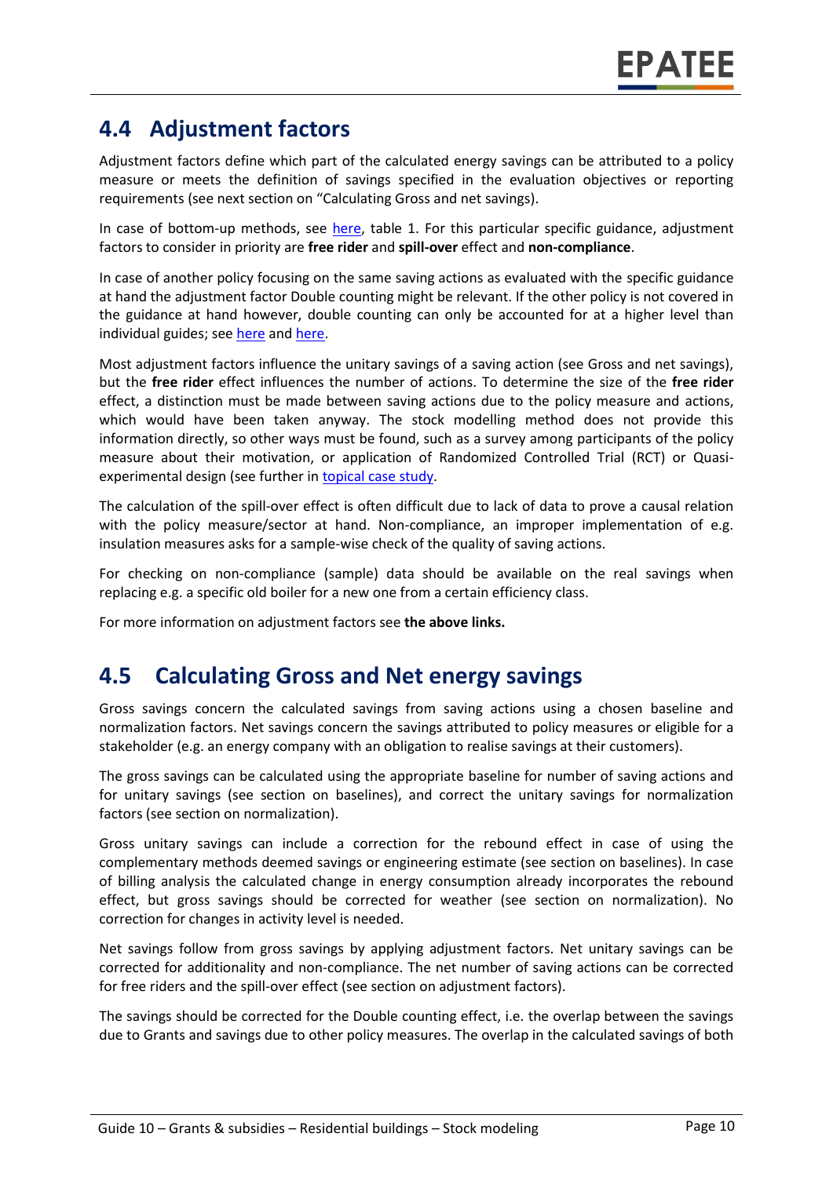## 4.4 Adjustment factors

Adjustment factors define which part of the calculated energy savings can be attributed to a policy measure or meets the definition of savings specified in the evaluation objectives or reporting requirements (see next section on "Calculating Gross and net savings).

In case of bottom-up methods, see here, table 1. For this particular specific guidance, adjustment factors to consider in priority are **free rider** and **spill-over** effect and **non-compliance**.

In case of another policy focusing on the same saving actions as evaluated with the specific guidance at hand the adjustment factor Double counting might be relevant. If the other policy is not covered in the guidance at hand however, double counting can only be accounted for at a higher level than individual guides; see here and here.

Most adjustment factors influence the unitary savings of a saving action (see Gross and net savings), but the **free rider** effect influences the number of actions. To determine the size of the **free rider** effect, a distinction must be made between saving actions due to the policy measure and actions, which would have been taken anyway. The stock modelling method does not provide this information directly, so other ways must be found, such as a survey among participants of the policy measure about their motivation, or application of Randomized Controlled Trial (RCT) or Quasi-experimental design (see further in topical case study.

The calculation of the spill-over effect is often difficult due to lack of data to prove a causal relation with the policy measure/sector at hand. Non-compliance, an improper implementation of e.g. insulation measures asks for a sample-wise check of the quality of saving actions.

For checking on non-compliance (sample) data should be available on the real savings when replacing e.g. a specific old boiler for a new one from a certain efficiency class.

For more information on adjustment factors see **the above links.**

## 4.5 Calculating Gross and Net energy savings

Gross savings concern the calculated savings from saving actions using a chosen baseline and normalization factors. Net savings concern the savings attributed to policy measures or eligible for a stakeholder (e.g. an energy company with an obligation to realise savings at their customers).

The gross savings can be calculated using the appropriate baseline for number of saving actions and for unitary savings (see section on baselines), and correct the unitary savings for normalization factors (see section on normalization).

Gross unitary savings can include a correction for the rebound effect in case of using the complementary methods deemed savings or engineering estimate (see section on baselines). In case of billing analysis the calculated change in energy consumption already incorporates the rebound effect, but gross savings should be corrected for weather (see section on normalization). No correction for changes in activity level is needed.

Net savings follow from gross savings by applying adjustment factors. Net unitary savings can be corrected for additionality and non-compliance. The net number of saving actions can be corrected for free riders and the spill-over effect (see section on adjustment factors).

The savings should be corrected for the Double counting effect, i.e. the overlap between the savings due to Grants and savings due to other policy measures. The overlap in the calculated savings of both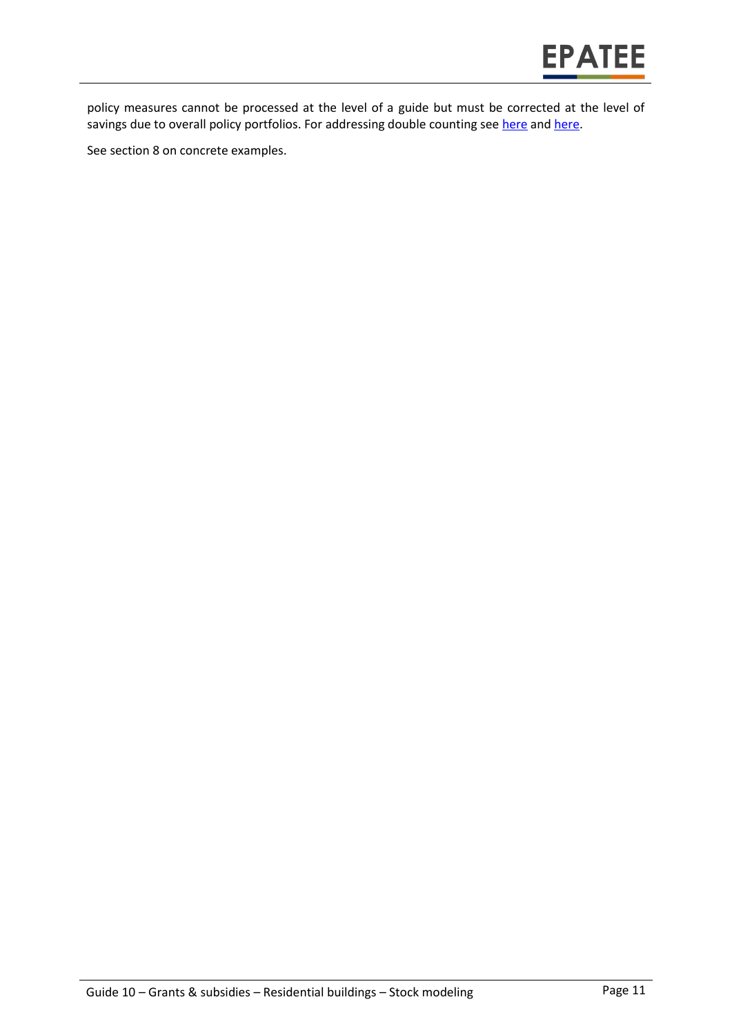policy measures cannot be processed at the level of a guide but must be corrected at the level of savings due to overall policy portfolios. For addressing double counting see here and here.

See section 8 on concrete examples.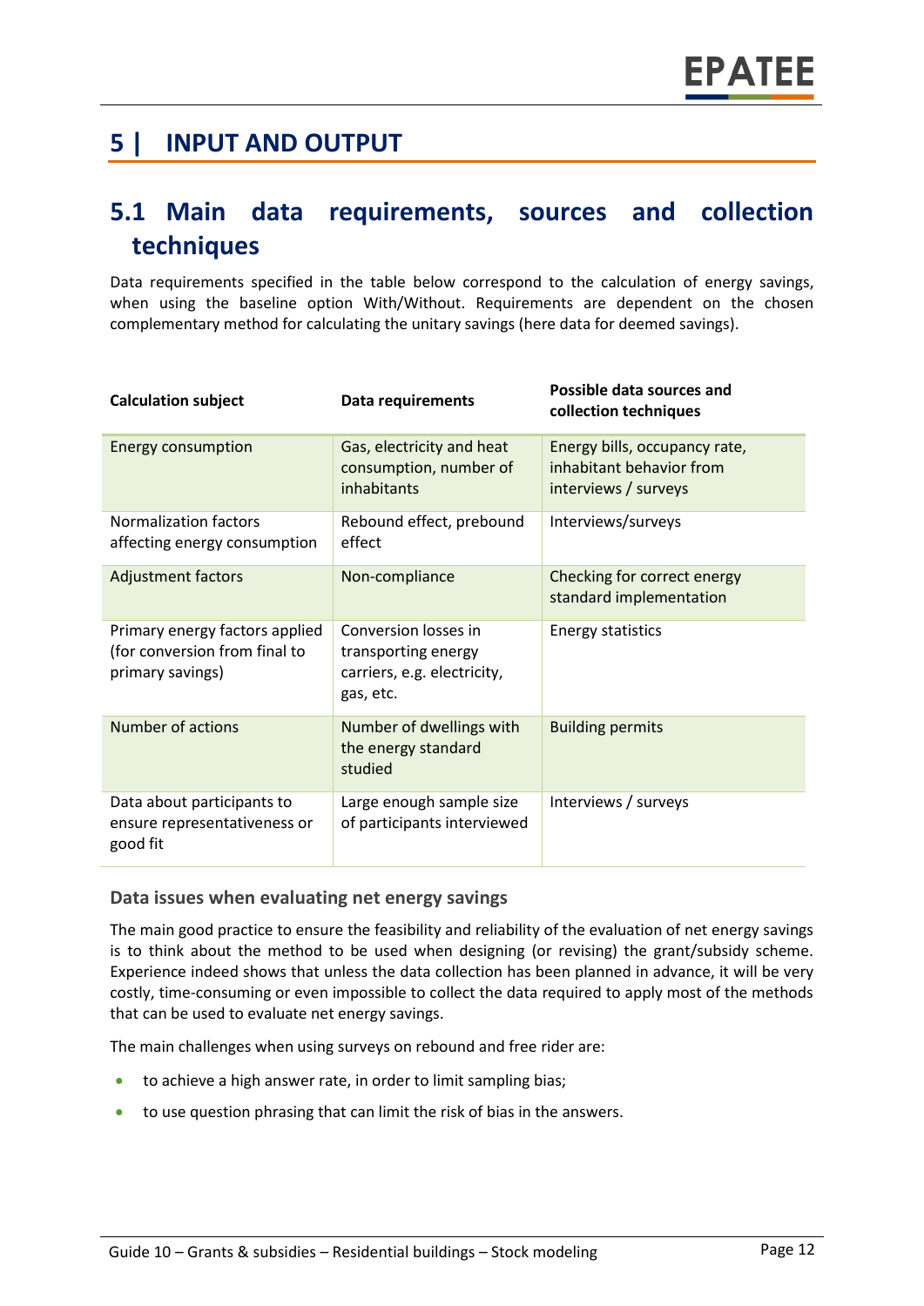# 5 | INPUT AND OUTPUT

## 5.1 Main data requirements, sources and collection techniques

Data requirements specified in the table below correspond to the calculation of energy savings, when using the baseline option With/Without. Requirements are dependent on the chosen complementary method for calculating the unitary savings (here data for deemed savings).

| Calculation subject | Data requirements | Possible data sources and collection techniques |
|---|---|---|
| Energy consumption | Gas, electricity and heat consumption, number of inhabitants | Energy bills, occupancy rate, inhabitant behavior from interviews / surveys |
| Normalization factors affecting energy consumption | Rebound effect, prebound effect | Interviews/surveys |
| Adjustment factors | Non-compliance | Checking for correct energy standard implementation |
| Primary energy factors applied (for conversion from final to primary savings) | Conversion losses in transporting energy carriers, e.g. electricity, gas, etc. | Energy statistics |
| Number of actions | Number of dwellings with the energy standard studied | Building permits |
| Data about participants to ensure representativeness or good fit | Large enough sample size of participants interviewed | Interviews / surveys |

### Data issues when evaluating net energy savings

The main good practice to ensure the feasibility and reliability of the evaluation of net energy savings is to think about the method to be used when designing (or revising) the grant/subsidy scheme. Experience indeed shows that unless the data collection has been planned in advance, it will be very costly, time-consuming or even impossible to collect the data required to apply most of the methods that can be used to evaluate net energy savings.

The main challenges when using surveys on rebound and free rider are:

- to achieve a high answer rate, in order to limit sampling bias;
- to use question phrasing that can limit the risk of bias in the answers.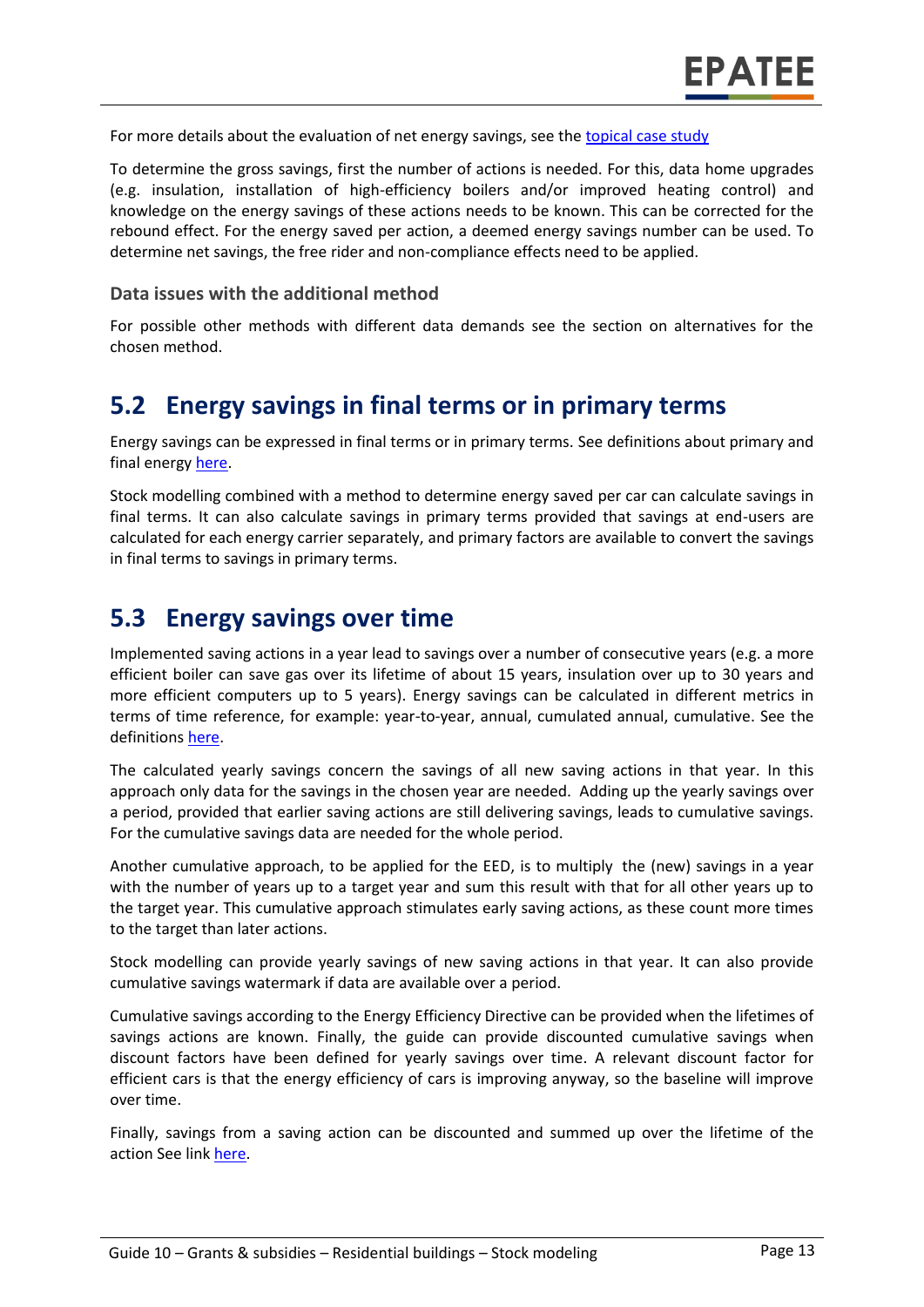For more details about the evaluation of net energy savings, see the topical case study

To determine the gross savings, first the number of actions is needed. For this, data home upgrades (e.g. insulation, installation of high-efficiency boilers and/or improved heating control) and knowledge on the energy savings of these actions needs to be known. This can be corrected for the rebound effect. For the energy saved per action, a deemed energy savings number can be used. To determine net savings, the free rider and non-compliance effects need to be applied.

### Data issues with the additional method

For possible other methods with different data demands see the section on alternatives for the chosen method.

## 5.2 Energy savings in final terms or in primary terms

Energy savings can be expressed in final terms or in primary terms. See definitions about primary and final energy here.

Stock modelling combined with a method to determine energy saved per car can calculate savings in final terms. It can also calculate savings in primary terms provided that savings at end-users are calculated for each energy carrier separately, and primary factors are available to convert the savings in final terms to savings in primary terms.

## 5.3 Energy savings over time

Implemented saving actions in a year lead to savings over a number of consecutive years (e.g. a more efficient boiler can save gas over its lifetime of about 15 years, insulation over up to 30 years and more efficient computers up to 5 years). Energy savings can be calculated in different metrics in terms of time reference, for example: year-to-year, annual, cumulated annual, cumulative. See the definitions here.

The calculated yearly savings concern the savings of all new saving actions in that year. In this approach only data for the savings in the chosen year are needed. Adding up the yearly savings over a period, provided that earlier saving actions are still delivering savings, leads to cumulative savings. For the cumulative savings data are needed for the whole period.

Another cumulative approach, to be applied for the EED, is to multiply the (new) savings in a year with the number of years up to a target year and sum this result with that for all other years up to the target year. This cumulative approach stimulates early saving actions, as these count more times to the target than later actions.

Stock modelling can provide yearly savings of new saving actions in that year. It can also provide cumulative savings watermark if data are available over a period.

Cumulative savings according to the Energy Efficiency Directive can be provided when the lifetimes of savings actions are known. Finally, the guide can provide discounted cumulative savings when discount factors have been defined for yearly savings over time. A relevant discount factor for efficient cars is that the energy efficiency of cars is improving anyway, so the baseline will improve over time.

Finally, savings from a saving action can be discounted and summed up over the lifetime of the action See link here.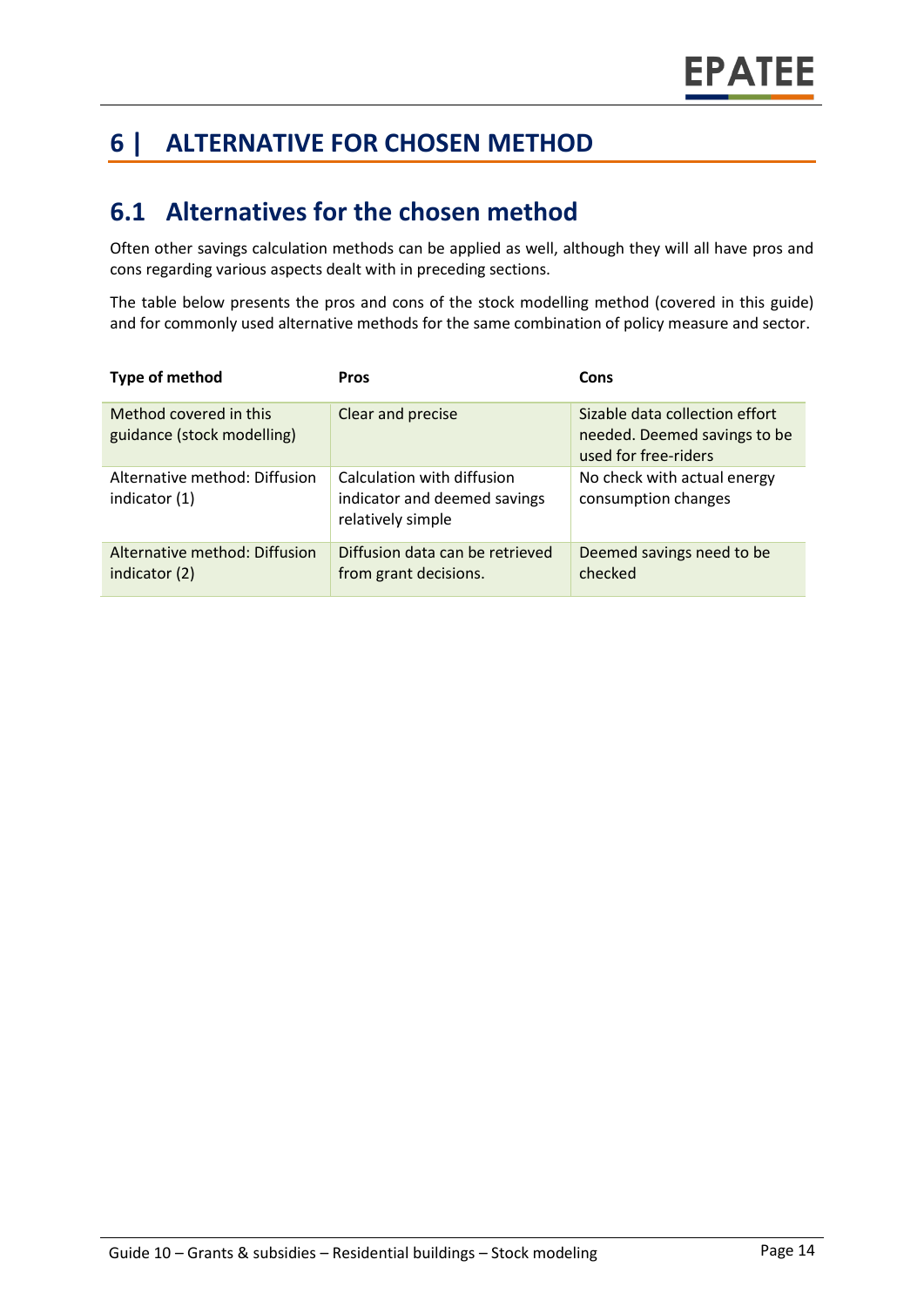# 6 | ALTERNATIVE FOR CHOSEN METHOD

## 6.1 Alternatives for the chosen method

Often other savings calculation methods can be applied as well, although they will all have pros and cons regarding various aspects dealt with in preceding sections.

The table below presents the pros and cons of the stock modelling method (covered in this guide) and for commonly used alternative methods for the same combination of policy measure and sector.

| Type of method | Pros | Cons |
|---|---|---|
| Method covered in this guidance (stock modelling) | Clear and precise | Sizable data collection effort needed. Deemed savings to be used for free-riders |
| Alternative method: Diffusion indicator (1) | Calculation with diffusion indicator and deemed savings relatively simple | No check with actual energy consumption changes |
| Alternative method: Diffusion indicator (2) | Diffusion data can be retrieved from grant decisions. | Deemed savings need to be checked |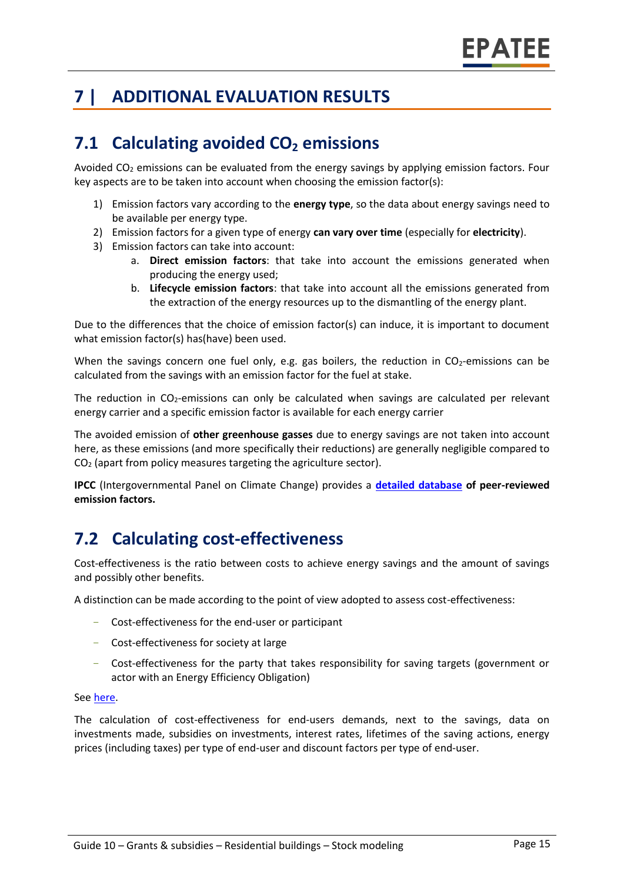# 7 | ADDITIONAL EVALUATION RESULTS

## 7.1 Calculating avoided $CO_2$ emissions

Avoided $CO_2$ emissions can be evaluated from the energy savings by applying emission factors. Four key aspects are to be taken into account when choosing the emission factor(s):

1) Emission factors vary according to the **energy type**, so the data about energy savings need to be available per energy type.
2) Emission factors for a given type of energy **can vary over time** (especially for **electricity**).
3) Emission factors can take into account:
   a. **Direct emission factors**: that take into account the emissions generated when producing the energy used;
   b. **Lifecycle emission factors**: that take into account all the emissions generated from the extraction of the energy resources up to the dismantling of the energy plant.

Due to the differences that the choice of emission factor(s) can induce, it is important to document what emission factor(s) has(have) been used.

When the savings concern one fuel only, e.g. gas boilers, the reduction in $CO_2$-emissions can be calculated from the savings with an emission factor for the fuel at stake.

The reduction in $CO_2$-emissions can only be calculated when savings are calculated per relevant energy carrier and a specific emission factor is available for each energy carrier

The avoided emission of **other greenhouse gasses** due to energy savings are not taken into account here, as these emissions (and more specifically their reductions) are generally negligible compared to $CO_2$ (apart from policy measures targeting the agriculture sector).

**IPCC** (Intergovernmental Panel on Climate Change) provides a **detailed database of peer-reviewed emission factors.**

## 7.2 Calculating cost-effectiveness

Cost-effectiveness is the ratio between costs to achieve energy savings and the amount of savings and possibly other benefits.

A distinction can be made according to the point of view adopted to assess cost-effectiveness:

- Cost-effectiveness for the end-user or participant
- Cost-effectiveness for society at large
- Cost-effectiveness for the party that takes responsibility for saving targets (government or actor with an Energy Efficiency Obligation)

See here.

The calculation of cost-effectiveness for end-users demands, next to the savings, data on investments made, subsidies on investments, interest rates, lifetimes of the saving actions, energy prices (including taxes) per type of end-user and discount factors per type of end-user.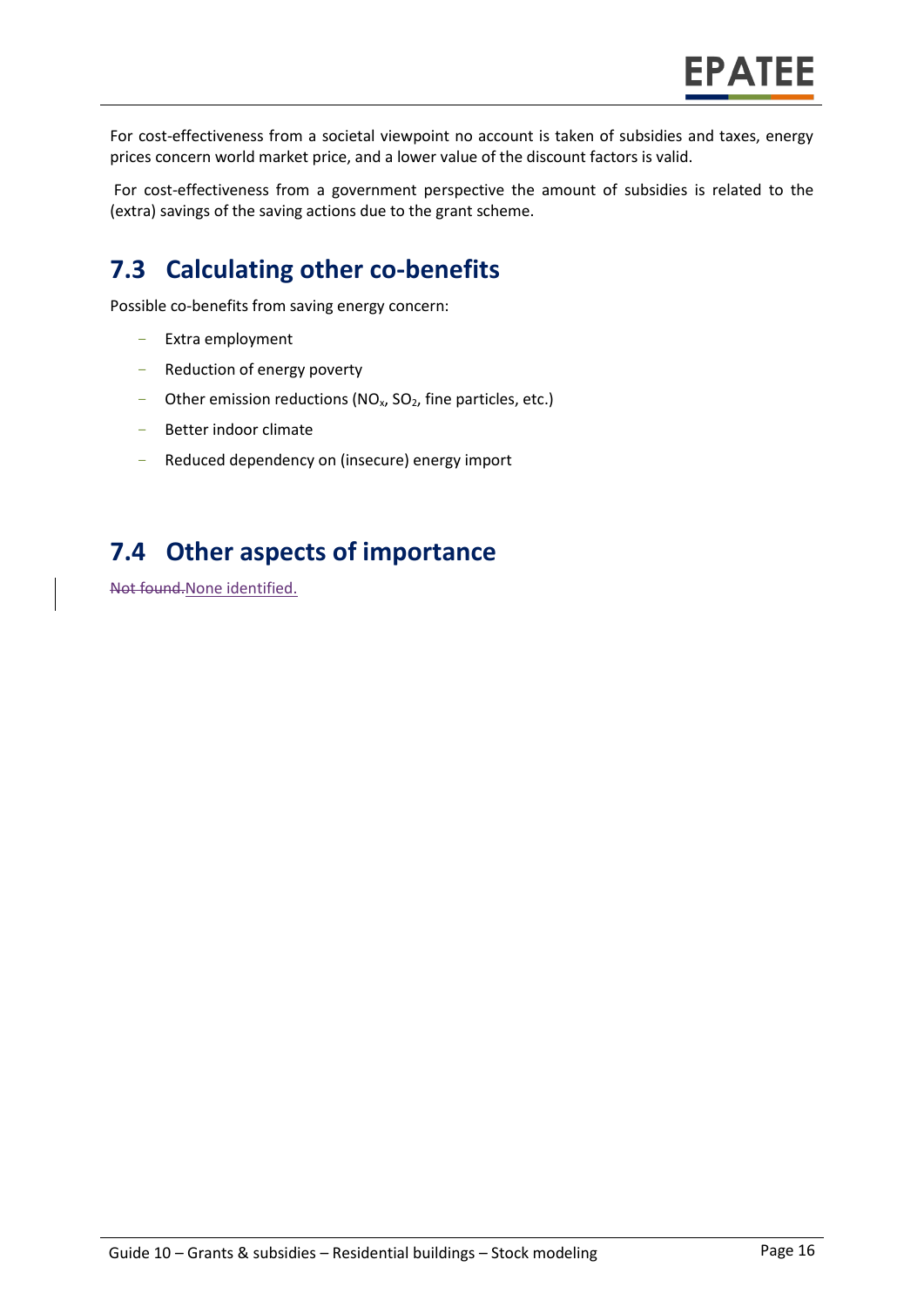For cost-effectiveness from a societal viewpoint no account is taken of subsidies and taxes, energy prices concern world market price, and a lower value of the discount factors is valid.

For cost-effectiveness from a government perspective the amount of subsidies is related to the (extra) savings of the saving actions due to the grant scheme.

## 7.3 Calculating other co-benefits

Possible co-benefits from saving energy concern:

- Extra employment
- Reduction of energy poverty
- Other emission reductions ($NO_x$, $SO_2$, fine particles, etc.)
- Better indoor climate
- Reduced dependency on (insecure) energy import

## 7.4 Other aspects of importance

~~Not found.~~None identified.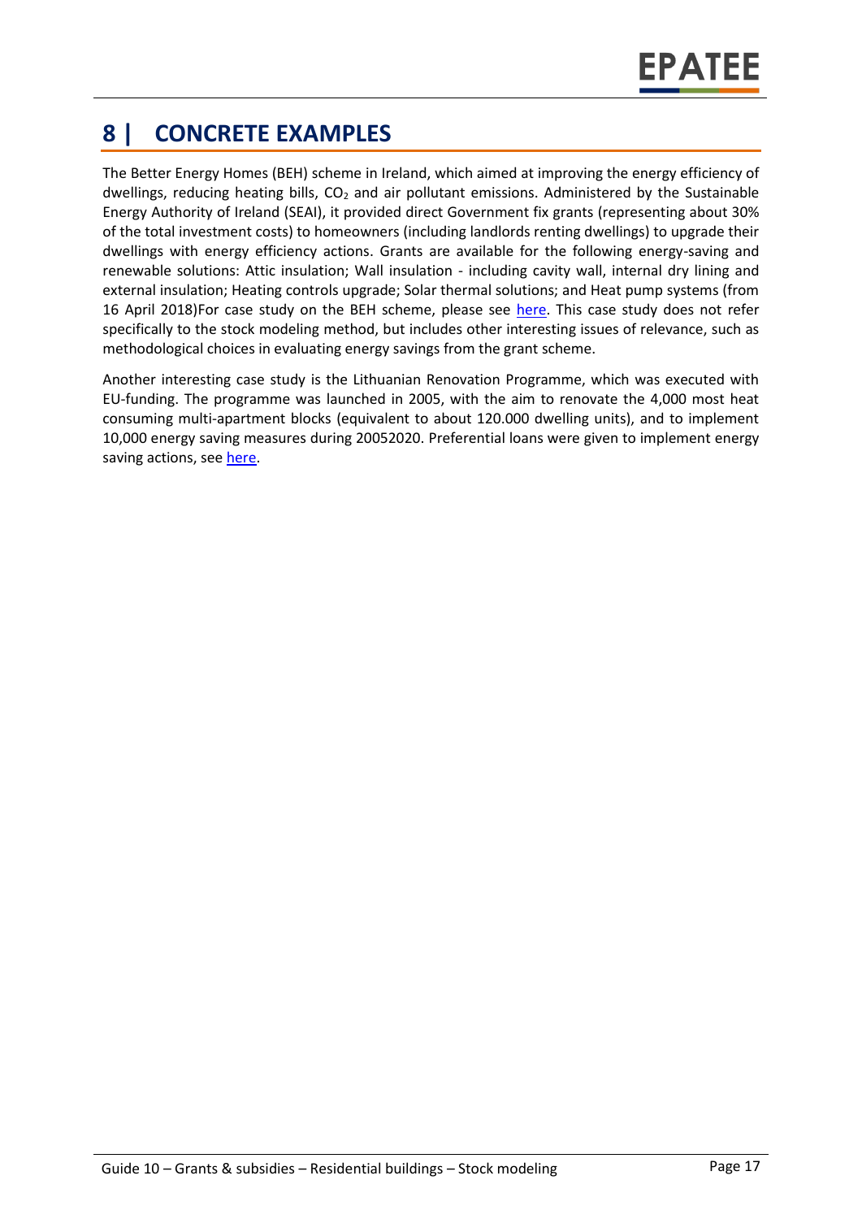# 8 | CONCRETE EXAMPLES

The Better Energy Homes (BEH) scheme in Ireland, which aimed at improving the energy efficiency of dwellings, reducing heating bills, $CO_2$ and air pollutant emissions. Administered by the Sustainable Energy Authority of Ireland (SEAI), it provided direct Government fix grants (representing about 30% of the total investment costs) to homeowners (including landlords renting dwellings) to upgrade their dwellings with energy efficiency actions. Grants are available for the following energy-saving and renewable solutions: Attic insulation; Wall insulation - including cavity wall, internal dry lining and external insulation; Heating controls upgrade; Solar thermal solutions; and Heat pump systems (from 16 April 2018)For case study on the BEH scheme, please see here. This case study does not refer specifically to the stock modeling method, but includes other interesting issues of relevance, such as methodological choices in evaluating energy savings from the grant scheme.

Another interesting case study is the Lithuanian Renovation Programme, which was executed with EU-funding. The programme was launched in 2005, with the aim to renovate the 4,000 most heat consuming multi-apartment blocks (equivalent to about 120.000 dwelling units), and to implement 10,000 energy saving measures during 20052020. Preferential loans were given to implement energy saving actions, see here.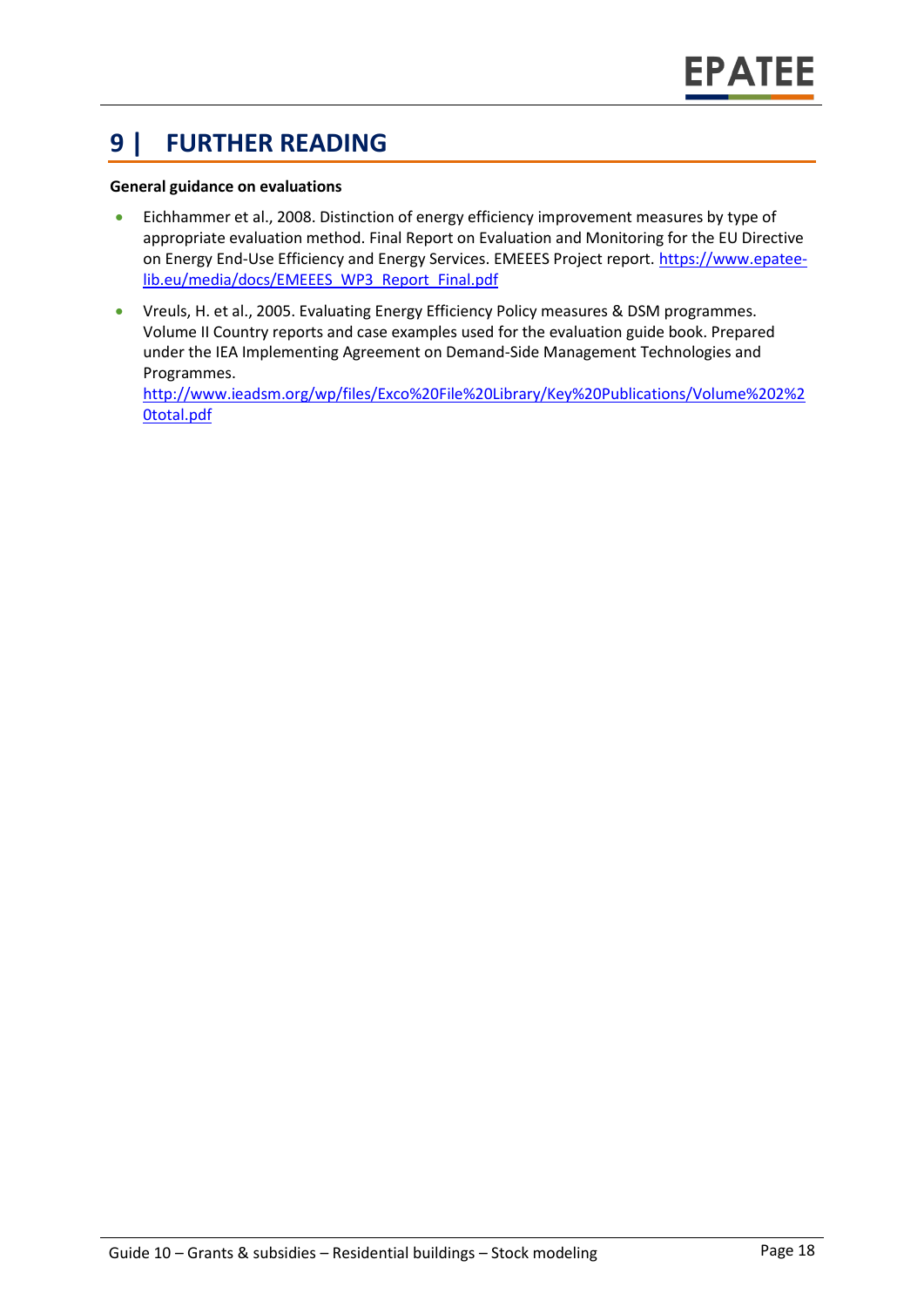# 9 | FURTHER READING

**General guidance on evaluations**

- Eichhammer et al., 2008. Distinction of energy efficiency improvement measures by type of appropriate evaluation method. Final Report on Evaluation and Monitoring for the EU Directive on Energy End-Use Efficiency and Energy Services. EMEEES Project report. https://www.epatee-lib.eu/media/docs/EMEEES_WP3_Report_Final.pdf
- Vreuls, H. et al., 2005. Evaluating Energy Efficiency Policy measures & DSM programmes. Volume II Country reports and case examples used for the evaluation guide book. Prepared under the IEA Implementing Agreement on Demand-Side Management Technologies and Programmes. http://www.ieadsm.org/wp/files/Exco%20File%20Library/Key%20Publications/Volume%202%20total.pdf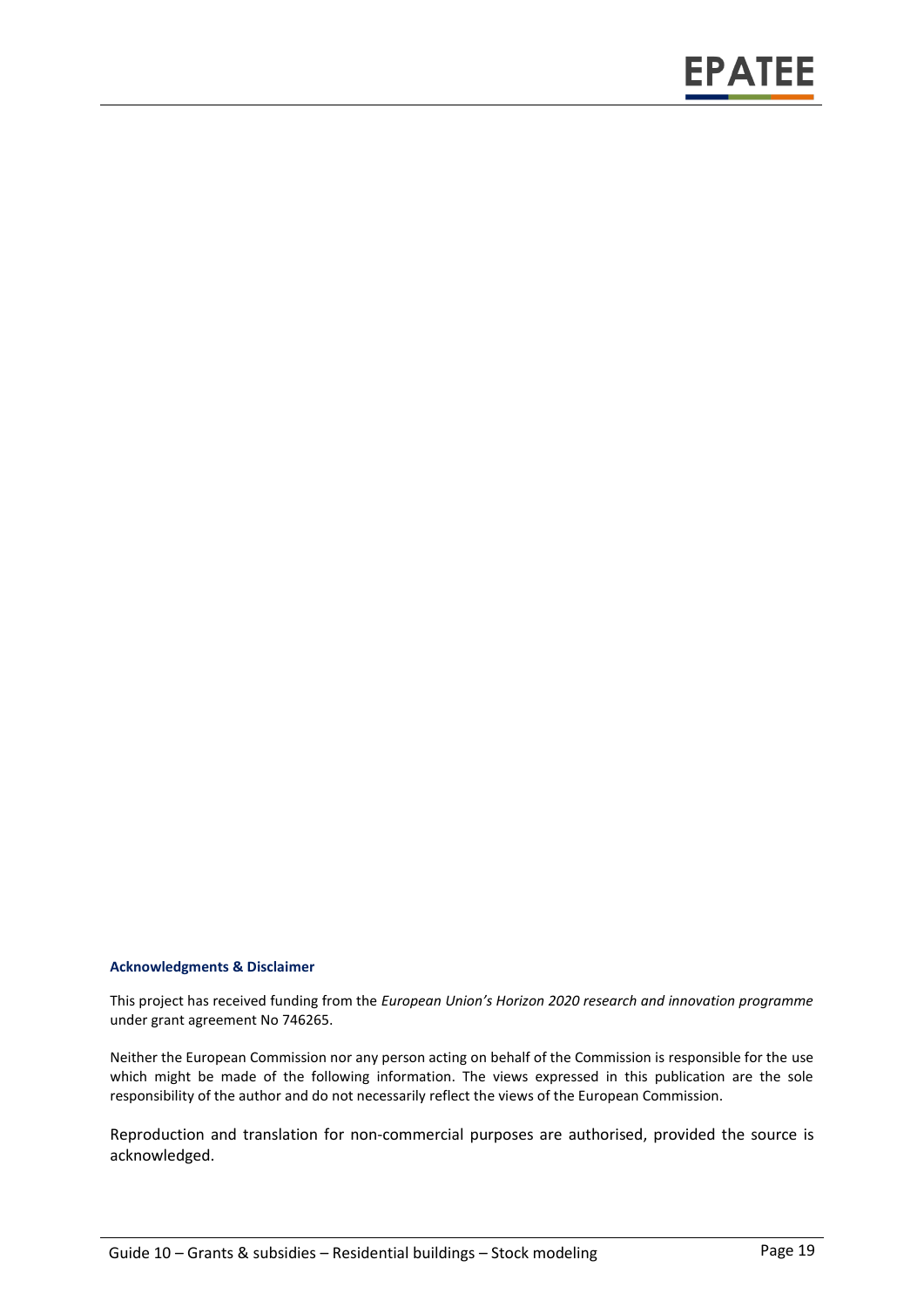#### Acknowledgments & Disclaimer

This project has received funding from the *European Union's Horizon 2020 research and innovation programme* under grant agreement No 746265.

Neither the European Commission nor any person acting on behalf of the Commission is responsible for the use which might be made of the following information. The views expressed in this publication are the sole responsibility of the author and do not necessarily reflect the views of the European Commission.

Reproduction and translation for non-commercial purposes are authorised, provided the source is acknowledged.